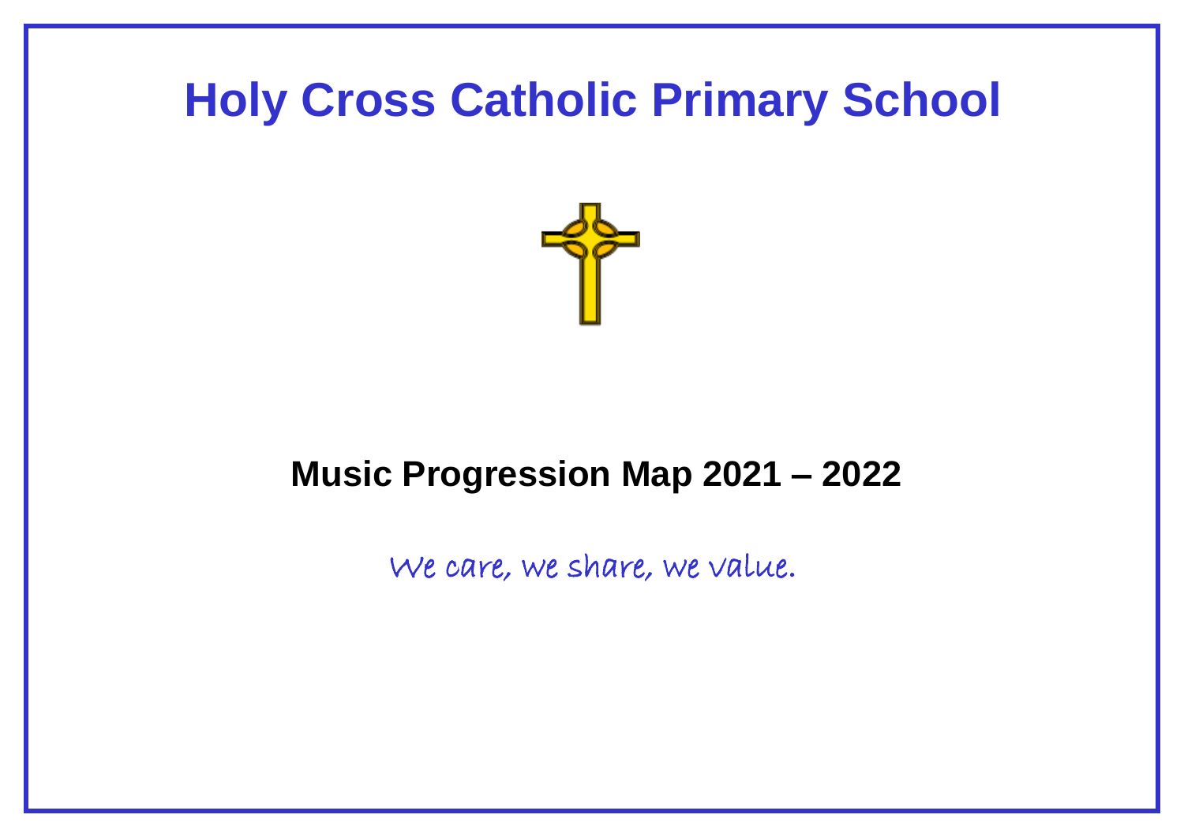# Holy Cross Catholic Primary School

## Music Progression Map 2021 – 2022

*We care, we share, we value.*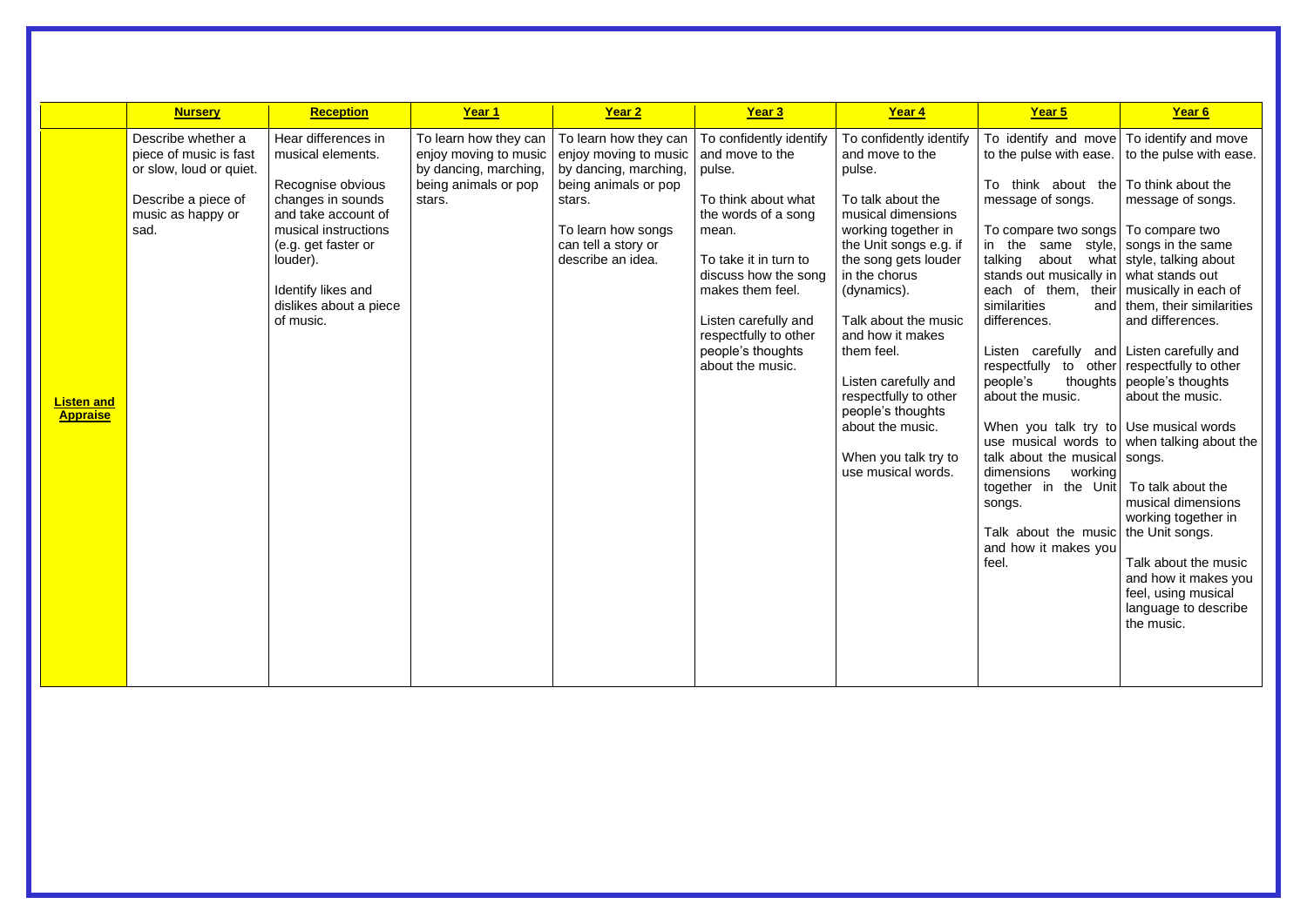| | **Nursery** | **Reception** | **Year 1** | **Year 2** | **Year 3** | **Year 4** | **Year 5** | **Year 6** |
|---|---|---|---|---|---|---|---|---|
| **Listen and Appraise** | Describe whether a piece of music is fast or slow, loud or quiet.<br><br>Describe a piece of music as happy or sad. | Hear differences in musical elements.<br><br>Recognise obvious changes in sounds and take account of musical instructions (e.g. get faster or louder).<br><br>Identify likes and dislikes about a piece of music. | To learn how they can enjoy moving to music by dancing, marching, being animals or pop stars. | To learn how they can enjoy moving to music by dancing, marching, being animals or pop stars.<br><br>To learn how songs can tell a story or describe an idea. | To confidently identify and move to the pulse.<br><br>To think about what the words of a song mean.<br><br>To take it in turn to discuss how the song makes them feel.<br><br>Listen carefully and respectfully to other people's thoughts about the music. | To confidently identify and move to the pulse.<br><br>To talk about the musical dimensions working together in the Unit songs e.g. if the song gets louder in the chorus (dynamics).<br><br>Talk about the music and how it makes them feel.<br><br>Listen carefully and respectfully to other people's thoughts about the music.<br><br>When you talk try to use musical words. | To identify and move to the pulse with ease.<br><br>To think about the message of songs.<br><br>To compare two songs in the same style, talking about what stands out musically in each of them, their similarities and differences.<br><br>Listen carefully and respectfully to other people's thoughts about the music.<br><br>When you talk try to use musical words to talk about the musical dimensions working together in the Unit songs.<br><br>Talk about the music and how it makes you feel. | To identify and move to the pulse with ease.<br><br>To think about the message of songs.<br><br>To compare two songs in the same style, talking about what stands out musically in each of them, their similarities and differences.<br><br>Listen carefully and respectfully to other people's thoughts about the music.<br><br>Use musical words when talking about the songs.<br><br>To talk about the musical dimensions working together in the Unit songs.<br><br>Talk about the music and how it makes you feel, using musical language to describe the music. |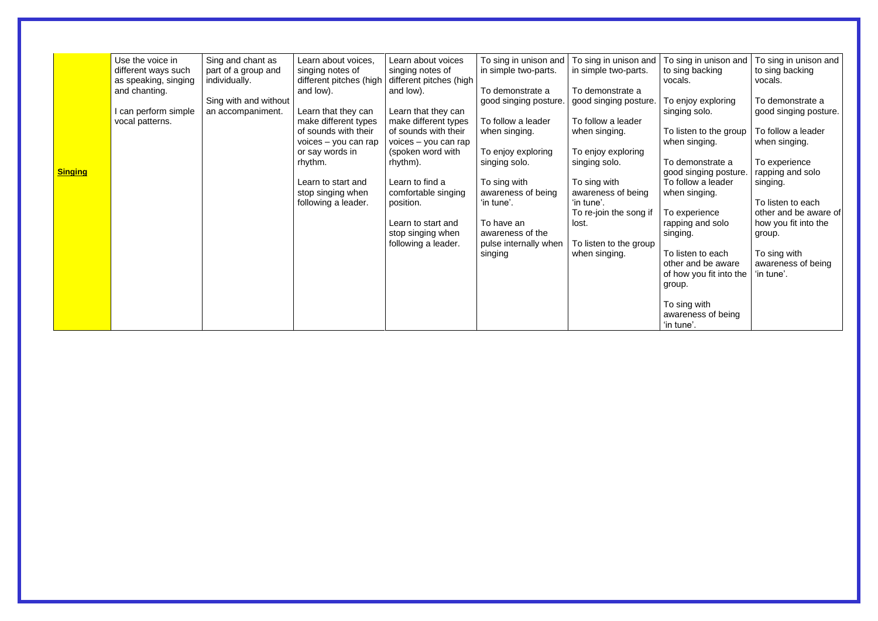| **Singing** | Use the voice in different ways such as speaking, singing and chanting.<br><br>I can perform simple vocal patterns. | Sing and chant as part of a group and individually.<br><br>Sing with and without an accompaniment. | Learn about voices, singing notes of different pitches (high and low).<br><br>Learn that they can make different types of sounds with their voices – you can rap or say words in rhythm.<br><br>Learn to start and stop singing when following a leader. | Learn about voices singing notes of different pitches (high and low).<br><br>Learn that they can make different types of sounds with their voices – you can rap (spoken word with rhythm).<br><br>Learn to find a comfortable singing position.<br><br>Learn to start and stop singing when following a leader. | To sing in unison and in simple two-parts.<br><br>To demonstrate a good singing posture.<br><br>To follow a leader when singing.<br><br>To enjoy exploring singing solo.<br><br>To sing with awareness of being 'in tune'.<br><br>To have an awareness of the pulse internally when singing | To sing in unison and in simple two-parts.<br><br>To demonstrate a good singing posture.<br><br>To follow a leader when singing.<br><br>To enjoy exploring singing solo.<br><br>To sing with awareness of being 'in tune'.<br>To re-join the song if lost.<br><br>To listen to the group when singing. | To sing in unison and to sing backing vocals.<br><br>To enjoy exploring singing solo.<br><br>To listen to the group when singing.<br><br>To demonstrate a good singing posture.<br>To follow a leader when singing.<br><br>To experience rapping and solo singing.<br><br>To listen to each other and be aware of how you fit into the group.<br><br>To sing with awareness of being 'in tune'. | To sing in unison and to sing backing vocals.<br><br>To demonstrate a good singing posture.<br><br>To follow a leader when singing.<br><br>To experience rapping and solo singing.<br><br>To listen to each other and be aware of how you fit into the group.<br><br>To sing with awareness of being 'in tune'. |
|---|---|---|---|---|---|---|---|---|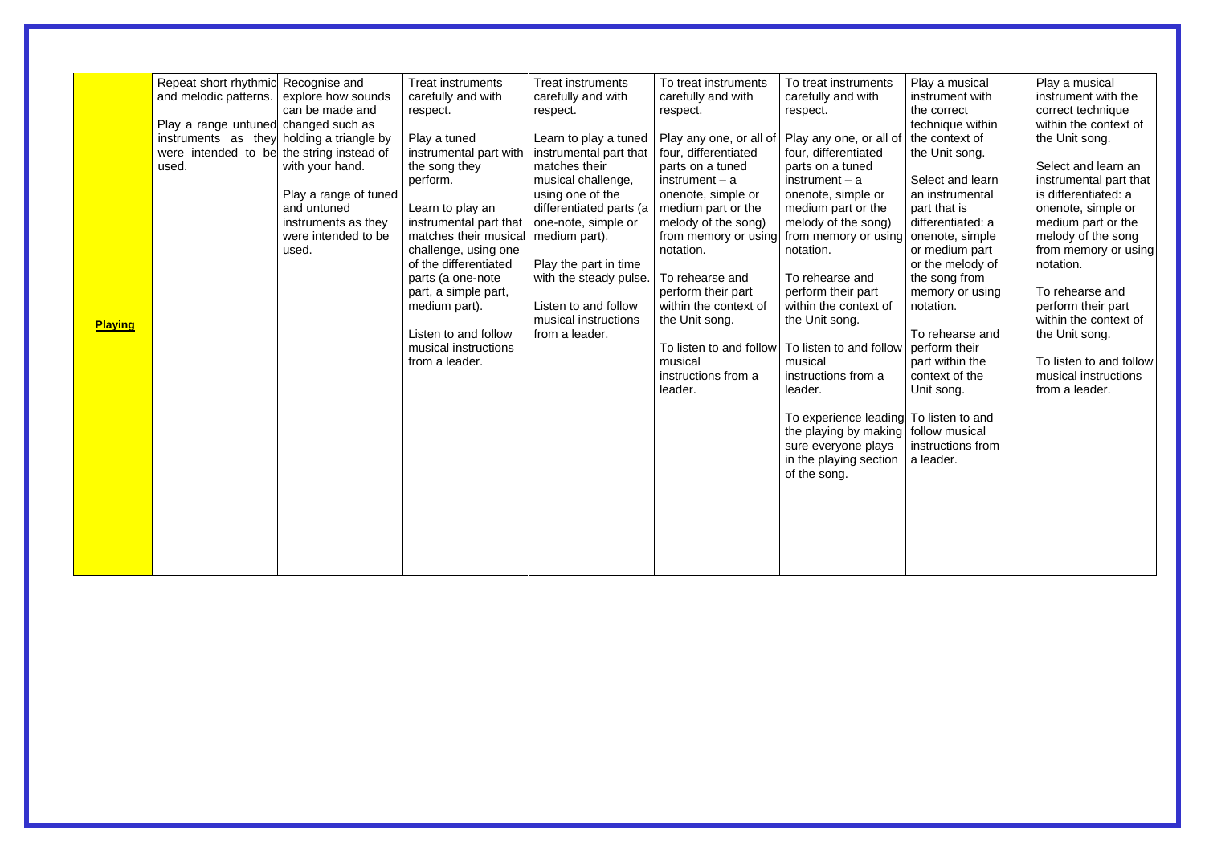| | | | | | | | | |
|---|---|---|---|---|---|---|---|---|
| **Playing** | Repeat short rhythmic and melodic patterns.<br><br>Play a range untuned instruments as they were intended to be used. | Recognise and explore how sounds can be made and changed such as holding a triangle by the string instead of with your hand.<br><br>Play a range of tuned and untuned instruments as they were intended to be used. | Treat instruments carefully and with respect.<br><br>Play a tuned instrumental part with the song they perform.<br><br>Learn to play an instrumental part that matches their musical challenge, using one of the differentiated parts (a one-note part, a simple part, medium part).<br><br>Listen to and follow musical instructions from a leader. | Treat instruments carefully and with respect.<br><br>Learn to play a tuned instrumental part that matches their musical challenge, using one of the differentiated parts (a one-note, simple or medium part).<br><br>Play the part in time with the steady pulse.<br><br>Listen to and follow musical instructions from a leader. | To treat instruments carefully and with respect.<br><br>Play any one, or all of four, differentiated parts on a tuned instrument – a onenote, simple or medium part or the melody of the song) from memory or using notation.<br><br>To rehearse and perform their part within the context of the Unit song.<br><br>To listen to and follow musical instructions from a leader. | To treat instruments carefully and with respect.<br><br>Play any one, or all of four, differentiated parts on a tuned instrument – a onenote, simple or medium part or the melody of the song) from memory or using notation.<br><br>To rehearse and perform their part within the context of the Unit song.<br><br>To listen to and follow musical instructions from a leader.<br><br>To experience leading the playing by making sure everyone plays in the playing section of the song. | Play a musical instrument with the correct technique within the context of the Unit song.<br><br>Select and learn an instrumental part that is differentiated: a onenote, simple or medium part or the melody of the song from memory or using notation.<br><br>To rehearse and perform their part within the context of the Unit song.<br><br>To listen to and follow musical instructions from a leader. | Play a musical instrument with the correct technique within the context of the Unit song.<br><br>Select and learn an instrumental part that is differentiated: a onenote, simple or medium part or the melody of the song from memory or using notation.<br><br>To rehearse and perform their part within the context of the Unit song.<br><br>To listen to and follow musical instructions from a leader. |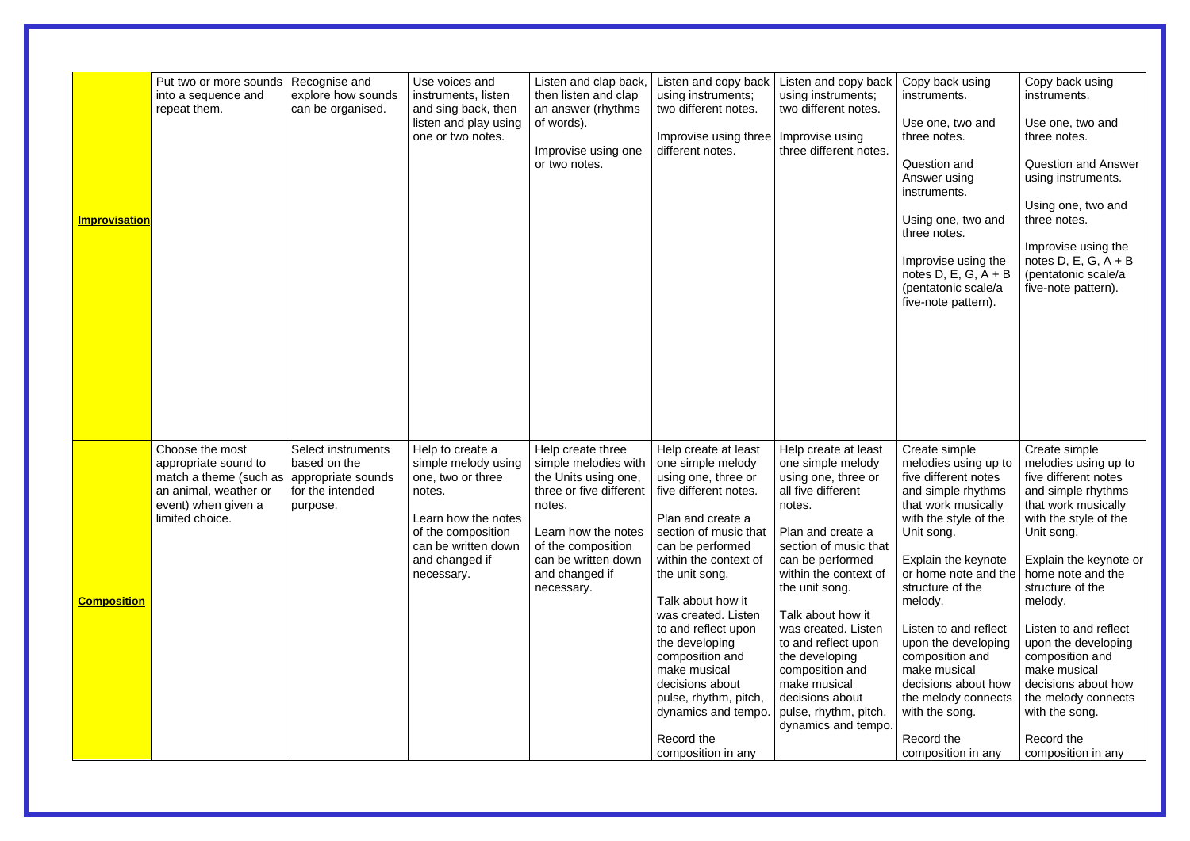| | | | | | | | | |
|---|---|---|---|---|---|---|---|---|
| **Improvisation** | Put two or more sounds into a sequence and repeat them. | Recognise and explore how sounds can be organised. | Use voices and instruments, listen and sing back, then listen and play using one or two notes. | Listen and clap back, then listen and clap an answer (rhythms of words).<br><br>Improvise using one or two notes. | Listen and copy back using instruments; two different notes.<br><br>Improvise using three different notes. | Listen and copy back using instruments; two different notes.<br><br>Improvise using three different notes. | Copy back using instruments.<br><br>Use one, two and three notes.<br><br>Question and Answer using instruments.<br><br>Using one, two and three notes.<br><br>Improvise using the notes D, E, G, A + B (pentatonic scale/a five-note pattern). | Copy back using instruments.<br><br>Use one, two and three notes.<br><br>Question and Answer using instruments.<br><br>Using one, two and three notes.<br><br>Improvise using the notes D, E, G, A + B (pentatonic scale/a five-note pattern). |
| **Composition** | Choose the most appropriate sound to match a theme (such as an animal, weather or event) when given a limited choice. | Select instruments based on the appropriate sounds for the intended purpose. | Help to create a simple melody using one, two or three notes.<br><br>Learn how the notes of the composition can be written down and changed if necessary. | Help create three simple melodies with the Units using one, three or five different notes.<br><br>Learn how the notes of the composition can be written down and changed if necessary. | Help create at least one simple melody using one, three or five different notes.<br><br>Plan and create a section of music that can be performed within the context of the unit song.<br><br>Talk about how it was created. Listen to and reflect upon the developing composition and make musical decisions about pulse, rhythm, pitch, dynamics and tempo.<br><br>Record the composition in any | Help create at least one simple melody using one, three or all five different notes.<br><br>Plan and create a section of music that can be performed within the context of the unit song.<br><br>Talk about how it was created. Listen to and reflect upon the developing composition and make musical decisions about pulse, rhythm, pitch, dynamics and tempo. | Create simple melodies using up to five different notes and simple rhythms that work musically with the style of the Unit song.<br><br>Explain the keynote or home note and the structure of the melody.<br><br>Listen to and reflect upon the developing composition and make musical decisions about how the melody connects with the song.<br><br>Record the composition in any | Create simple melodies using up to five different notes and simple rhythms that work musically with the style of the Unit song.<br><br>Explain the keynote or home note and the structure of the melody.<br><br>Listen to and reflect upon the developing composition and make musical decisions about how the melody connects with the song.<br><br>Record the composition in any |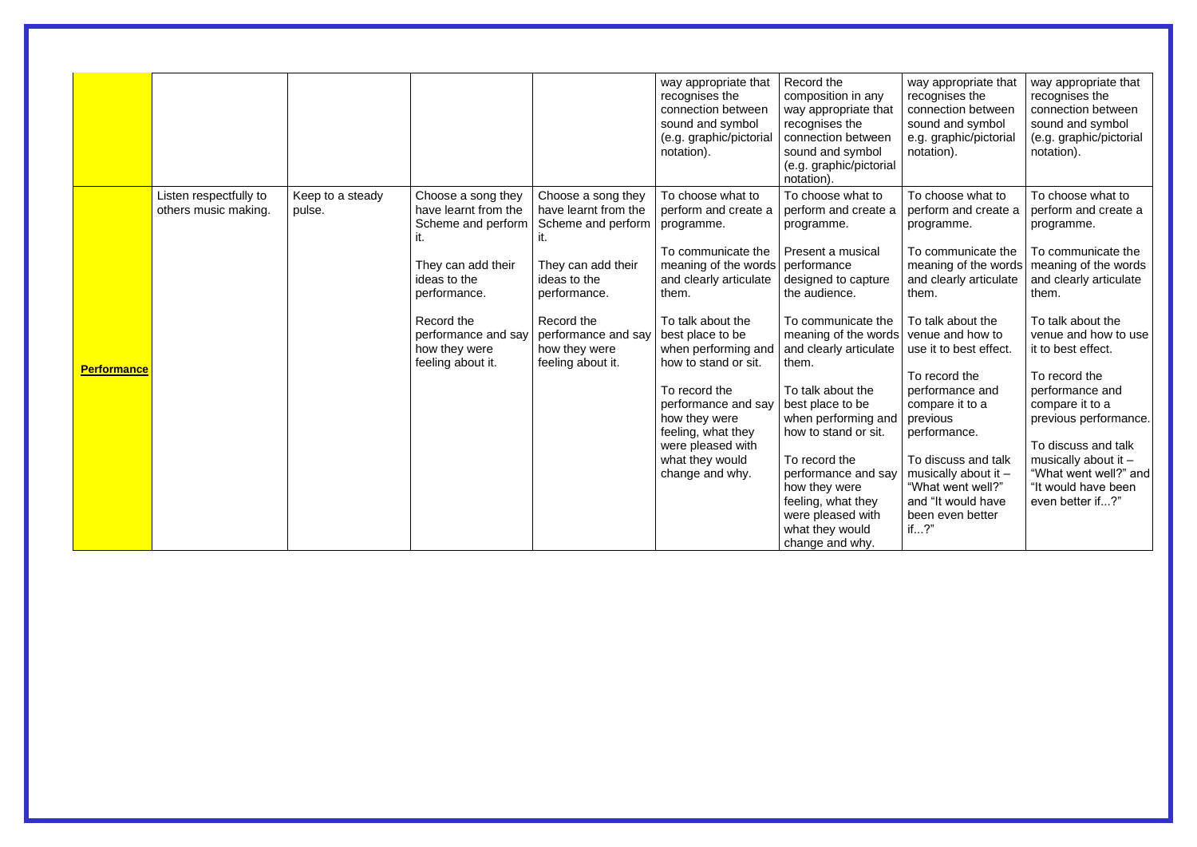| | | | | | | | | |
|---|---|---|---|---|---|---|---|---|
| | | | | | way appropriate that recognises the connection between sound and symbol (e.g. graphic/pictorial notation). | Record the composition in any way appropriate that recognises the connection between sound and symbol (e.g. graphic/pictorial notation). | way appropriate that recognises the connection between sound and symbol e.g. graphic/pictorial notation). | way appropriate that recognises the connection between sound and symbol (e.g. graphic/pictorial notation). |
| **Performance** | Listen respectfully to others music making. | Keep to a steady pulse. | Choose a song they have learnt from the Scheme and perform it.<br><br>They can add their ideas to the performance.<br><br>Record the performance and say how they were feeling about it. | Choose a song they have learnt from the Scheme and perform it.<br><br>They can add their ideas to the performance.<br><br>Record the performance and say how they were feeling about it. | To choose what to perform and create a programme.<br><br>To communicate the meaning of the words and clearly articulate them.<br><br>To talk about the best place to be when performing and how to stand or sit.<br><br>To record the performance and say how they were feeling, what they were pleased with what they would change and why. | To choose what to perform and create a programme.<br><br>Present a musical performance designed to capture the audience.<br><br>To communicate the meaning of the words and clearly articulate them.<br><br>To talk about the best place to be when performing and how to stand or sit.<br><br>To record the performance and say how they were feeling, what they were pleased with what they would change and why. | To choose what to perform and create a programme.<br><br>To communicate the meaning of the words and clearly articulate them.<br><br>To talk about the venue and how to use it to best effect.<br><br>To record the performance and compare it to a previous performance.<br><br>To discuss and talk musically about it – "What went well?" and "It would have been even better if...?" | To choose what to perform and create a programme.<br><br>To communicate the meaning of the words and clearly articulate them.<br><br>To talk about the venue and how to use it to best effect.<br><br>To record the performance and compare it to a previous performance.<br><br>To discuss and talk musically about it – "What went well?" and "It would have been even better if...?" |